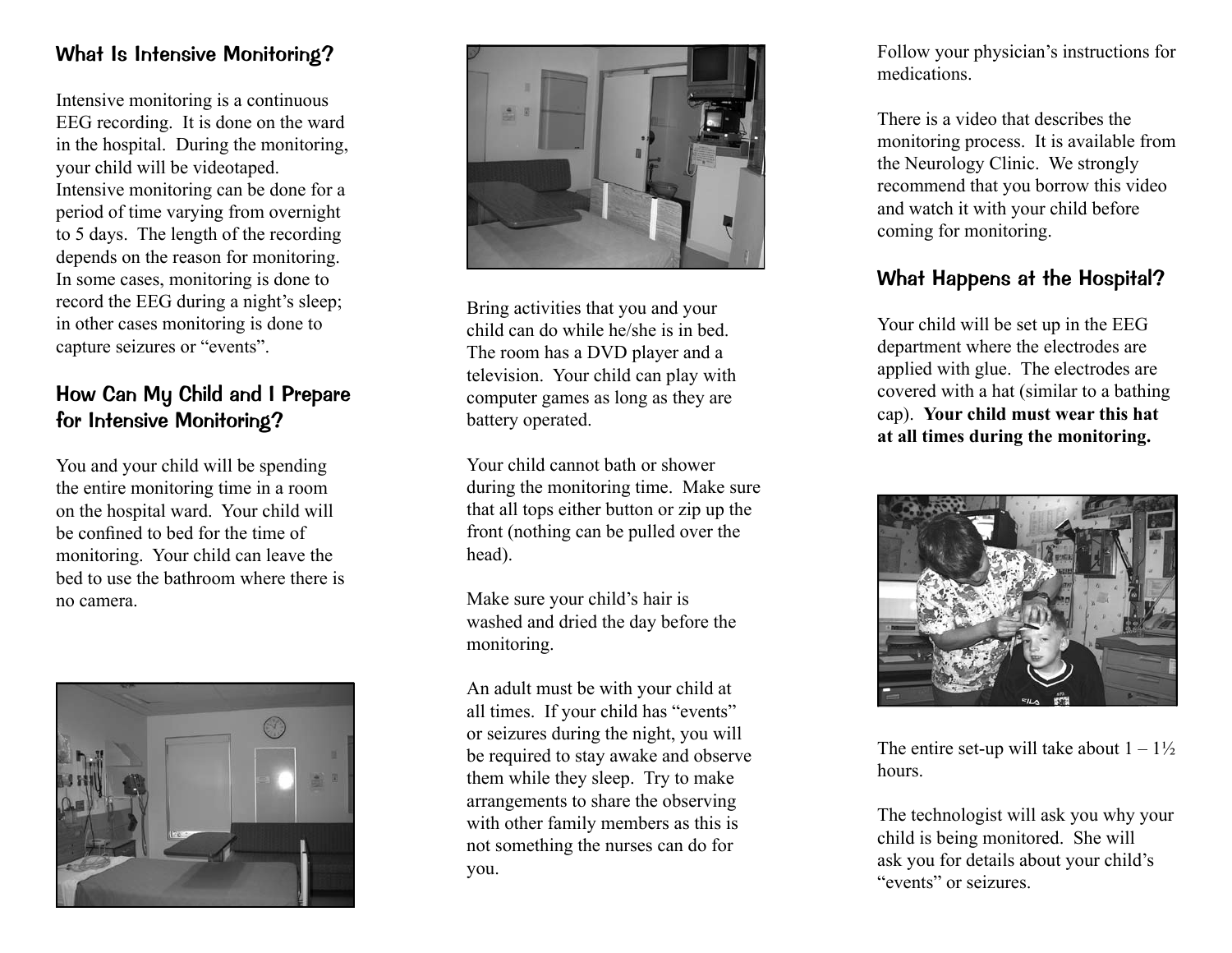## What Is Intensive Monitoring?

Intensive monitoring is a continuous EEG recording. It is done on the ward in the hospital. During the monitoring, your child will be videotaped. Intensive monitoring can be done for a period of time varying from overnight to 5 days. The length of the recording depends on the reason for monitoring. In some cases, monitoring is done to record the EEG during a night's sleep; in other cases monitoring is done to capture seizures or "events".

## How Can My Child and I Prepare for Intensive Monitoring?

You and your child will be spending the entire monitoring time in a room on the hospital ward. Your child will be confined to bed for the time of monitoring. Your child can leave the bed to use the bathroom where there is no camera.

Bring activities that you and your child can do while he/she is in bed. The room has a DVD player and a television. Your child can play with computer games as long as they are battery operated.

Your child cannot bath or shower during the monitoring time. Make sure that all tops either button or zip up the front (nothing can be pulled over the head).

Make sure your child's hair is washed and dried the day before the monitoring.

An adult must be with your child at all times. If your child has "events" or seizures during the night, you will be required to stay awake and observe them while they sleep. Try to make arrangements to share the observing with other family members as this is not something the nurses can do for you.

Follow your physician's instructions for medications.

There is a video that describes the monitoring process. It is available from the Neurology Clinic. We strongly recommend that you borrow this video and watch it with your child before coming for monitoring.

## What Happens at the Hospital?

Your child will be set up in the EEG department where the electrodes are applied with glue. The electrodes are covered with a hat (similar to a bathing cap). **Your child must wear this hat at all times during the monitoring.**

The entire set-up will take about 1 – 1½ hours.

The technologist will ask you why your child is being monitored. She will ask you for details about your child's "events" or seizures.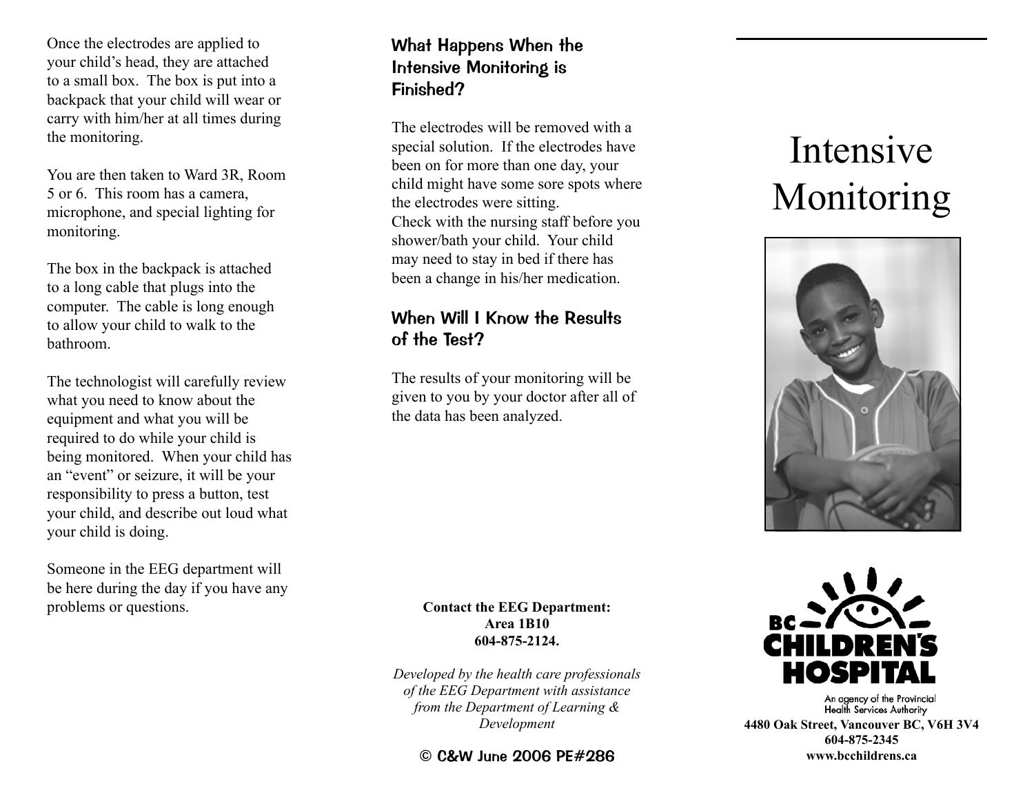Once the electrodes are applied to your child's head, they are attached to a small box. The box is put into a backpack that your child will wear or carry with him/her at all times during the monitoring.

You are then taken to Ward 3R, Room 5 or 6. This room has a camera, microphone, and special lighting for monitoring.

The box in the backpack is attached to a long cable that plugs into the computer. The cable is long enough to allow your child to walk to the bathroom.

The technologist will carefully review what you need to know about the equipment and what you will be required to do while your child is being monitored. When your child has an "event" or seizure, it will be your responsibility to press a button, test your child, and describe out loud what your child is doing.

Someone in the EEG department will be here during the day if you have any problems or questions.

## What Happens When the Intensive Monitoring is Finished?

The electrodes will be removed with a special solution. If the electrodes have been on for more than one day, your child might have some sore spots where the electrodes were sitting.
Check with the nursing staff before you shower/bath your child. Your child may need to stay in bed if there has been a change in his/her medication.

## When Will I Know the Results of the Test?

The results of your monitoring will be given to you by your doctor after all of the data has been analyzed.

**Contact the EEG Department:**
**Area 1B10**
**604-875-2124.**

*Developed by the health care professionals of the EEG Department with assistance from the Department of Learning & Development*

© C&W June 2006 PE#286

# Intensive Monitoring

BC CHILDREN'S HOSPITAL

An agency of the Provincial Health Services Authority

**4480 Oak Street, Vancouver BC, V6H 3V4**
**604-875-2345**
**www.bcchildrens.ca**